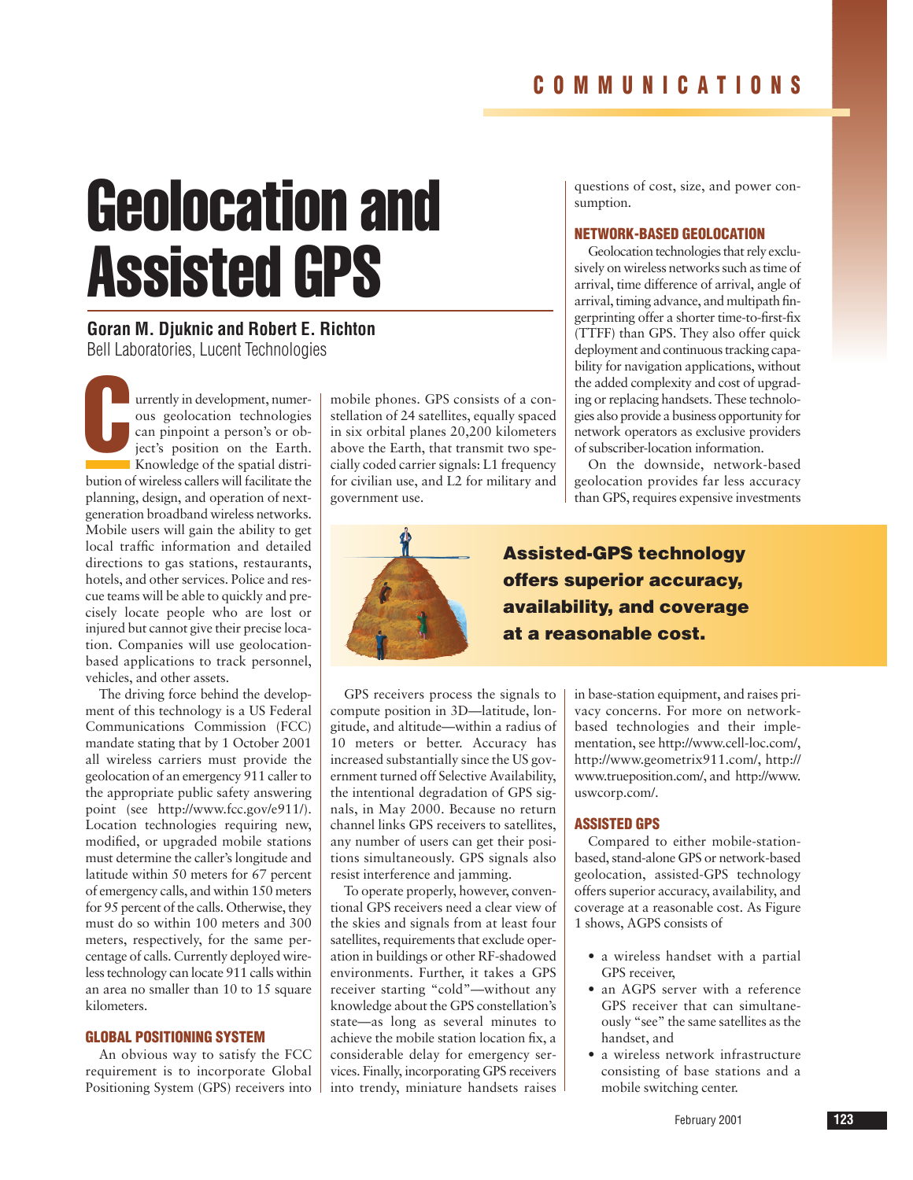# Geolocation and Assisted GPS

**Goran M. Djuknic and Robert E. Richton**
Bell Laboratories, Lucent Technologies

Currently in development, numerous geolocation technologies can pinpoint a person's or object's position on the Earth. Knowledge of the spatial distribution of wireless callers will facilitate the planning, design, and operation of next-generation broadband wireless networks. Mobile users will gain the ability to get local traffic information and detailed directions to gas stations, restaurants, hotels, and other services. Police and rescue teams will be able to quickly and precisely locate people who are lost or injured but cannot give their precise location. Companies will use geolocation-based applications to track personnel, vehicles, and other assets.

The driving force behind the development of this technology is a US Federal Communications Commission (FCC) mandate stating that by 1 October 2001 all wireless carriers must provide the geolocation of an emergency 911 caller to the appropriate public safety answering point (see http://www.fcc.gov/e911/). Location technologies requiring new, modified, or upgraded mobile stations must determine the caller's longitude and latitude within 50 meters for 67 percent of emergency calls, and within 150 meters for 95 percent of the calls. Otherwise, they must do so within 100 meters and 300 meters, respectively, for the same percentage of calls. Currently deployed wireless technology can locate 911 calls within an area no smaller than 10 to 15 square kilometers.

## GLOBAL POSITIONING SYSTEM

An obvious way to satisfy the FCC requirement is to incorporate Global Positioning System (GPS) receivers into mobile phones. GPS consists of a constellation of 24 satellites, equally spaced in six orbital planes 20,200 kilometers above the Earth, that transmit two specially coded carrier signals: L1 frequency for civilian use, and L2 for military and government use.

**Assisted-GPS technology offers superior accuracy, availability, and coverage at a reasonable cost.**

GPS receivers process the signals to compute position in 3D—latitude, longitude, and altitude—within a radius of 10 meters or better. Accuracy has increased substantially since the US government turned off Selective Availability, the intentional degradation of GPS signals, in May 2000. Because no return channel links GPS receivers to satellites, any number of users can get their positions simultaneously. GPS signals also resist interference and jamming.

To operate properly, however, conventional GPS receivers need a clear view of the skies and signals from at least four satellites, requirements that exclude operation in buildings or other RF-shadowed environments. Further, it takes a GPS receiver starting "cold"—without any knowledge about the GPS constellation's state—as long as several minutes to achieve the mobile station location fix, a considerable delay for emergency services. Finally, incorporating GPS receivers into trendy, miniature handsets raises questions of cost, size, and power consumption.

## NETWORK-BASED GEOLOCATION

Geolocation technologies that rely exclusively on wireless networks such as time of arrival, time difference of arrival, angle of arrival, timing advance, and multipath fingerprinting offer a shorter time-to-first-fix (TTFF) than GPS. They also offer quick deployment and continuous tracking capability for navigation applications, without the added complexity and cost of upgrading or replacing handsets. These technologies also provide a business opportunity for network operators as exclusive providers of subscriber-location information.

On the downside, network-based geolocation provides far less accuracy than GPS, requires expensive investments in base-station equipment, and raises privacy concerns. For more on network-based technologies and their implementation, see http://www.cell-loc.com/, http://www.geometrix911.com/, http://www.trueposition.com/, and http://www.uswcorp.com/.

## ASSISTED GPS

Compared to either mobile-station-based, stand-alone GPS or network-based geolocation, assisted-GPS technology offers superior accuracy, availability, and coverage at a reasonable cost. As Figure 1 shows, AGPS consists of

- a wireless handset with a partial GPS receiver,
- an AGPS server with a reference GPS receiver that can simultaneously "see" the same satellites as the handset, and
- a wireless network infrastructure consisting of base stations and a mobile switching center.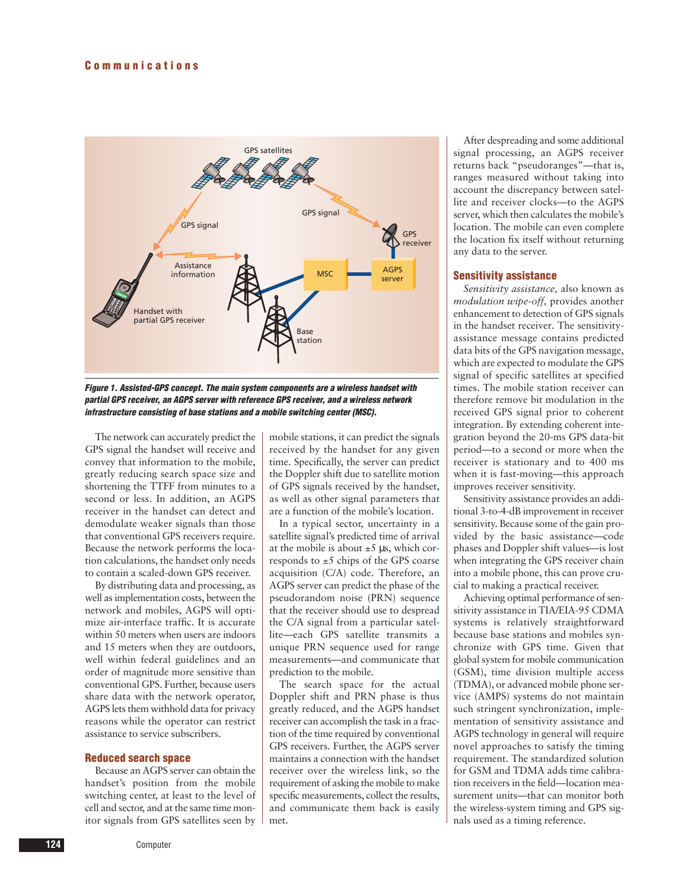GPS satellites

GPS signal

GPS signal

GPS receiver

Assistance information

MSC

AGPS server

Handset with partial GPS receiver

Base station

***Figure 1. Assisted-GPS concept. The main system components are a wireless handset with partial GPS receiver, an AGPS server with reference GPS receiver, and a wireless network infrastructure consisting of base stations and a mobile switching center (MSC).***

The network can accurately predict the GPS signal the handset will receive and convey that information to the mobile, greatly reducing search space size and shortening the TTFF from minutes to a second or less. In addition, an AGPS receiver in the handset can detect and demodulate weaker signals than those that conventional GPS receivers require. Because the network performs the location calculations, the handset only needs to contain a scaled-down GPS receiver.

By distributing data and processing, as well as implementation costs, between the network and mobiles, AGPS will optimize air-interface traffic. It is accurate within 50 meters when users are indoors and 15 meters when they are outdoors, well within federal guidelines and an order of magnitude more sensitive than conventional GPS. Further, because users share data with the network operator, AGPS lets them withhold data for privacy reasons while the operator can restrict assistance to service subscribers.

## Reduced search space

Because an AGPS server can obtain the handset's position from the mobile switching center, at least to the level of cell and sector, and at the same time monitor signals from GPS satellites seen by mobile stations, it can predict the signals received by the handset for any given time. Specifically, the server can predict the Doppler shift due to satellite motion of GPS signals received by the handset, as well as other signal parameters that are a function of the mobile's location.

In a typical sector, uncertainty in a satellite signal's predicted time of arrival at the mobile is about ±5 µs, which corresponds to ±5 chips of the GPS coarse acquisition (C/A) code. Therefore, an AGPS server can predict the phase of the pseudorandom noise (PRN) sequence that the receiver should use to despread the C/A signal from a particular satellite—each GPS satellite transmits a unique PRN sequence used for range measurements—and communicate that prediction to the mobile.

The search space for the actual Doppler shift and PRN phase is thus greatly reduced, and the AGPS handset receiver can accomplish the task in a fraction of the time required by conventional GPS receivers. Further, the AGPS server maintains a connection with the handset receiver over the wireless link, so the requirement of asking the mobile to make specific measurements, collect the results, and communicate them back is easily met.

After despreading and some additional signal processing, an AGPS receiver returns back "pseudoranges"—that is, ranges measured without taking into account the discrepancy between satellite and receiver clocks—to the AGPS server, which then calculates the mobile's location. The mobile can even complete the location fix itself without returning any data to the server.

## Sensitivity assistance

*Sensitivity assistance,* also known as *modulation wipe-off,* provides another enhancement to detection of GPS signals in the handset receiver. The sensitivity-assistance message contains predicted data bits of the GPS navigation message, which are expected to modulate the GPS signal of specific satellites at specified times. The mobile station receiver can therefore remove bit modulation in the received GPS signal prior to coherent integration. By extending coherent integration beyond the 20-ms GPS data-bit period—to a second or more when the receiver is stationary and to 400 ms when it is fast-moving—this approach improves receiver sensitivity.

Sensitivity assistance provides an additional 3-to-4-dB improvement in receiver sensitivity. Because some of the gain provided by the basic assistance—code phases and Doppler shift values—is lost when integrating the GPS receiver chain into a mobile phone, this can prove crucial to making a practical receiver.

Achieving optimal performance of sensitivity assistance in TIA/EIA-95 CDMA systems is relatively straightforward because base stations and mobiles synchronize with GPS time. Given that global system for mobile communication (GSM), time division multiple access (TDMA), or advanced mobile phone service (AMPS) systems do not maintain such stringent synchronization, implementation of sensitivity assistance and AGPS technology in general will require novel approaches to satisfy the timing requirement. The standardized solution for GSM and TDMA adds time calibration receivers in the field—location measurement units—that can monitor both the wireless-system timing and GPS signals used as a timing reference.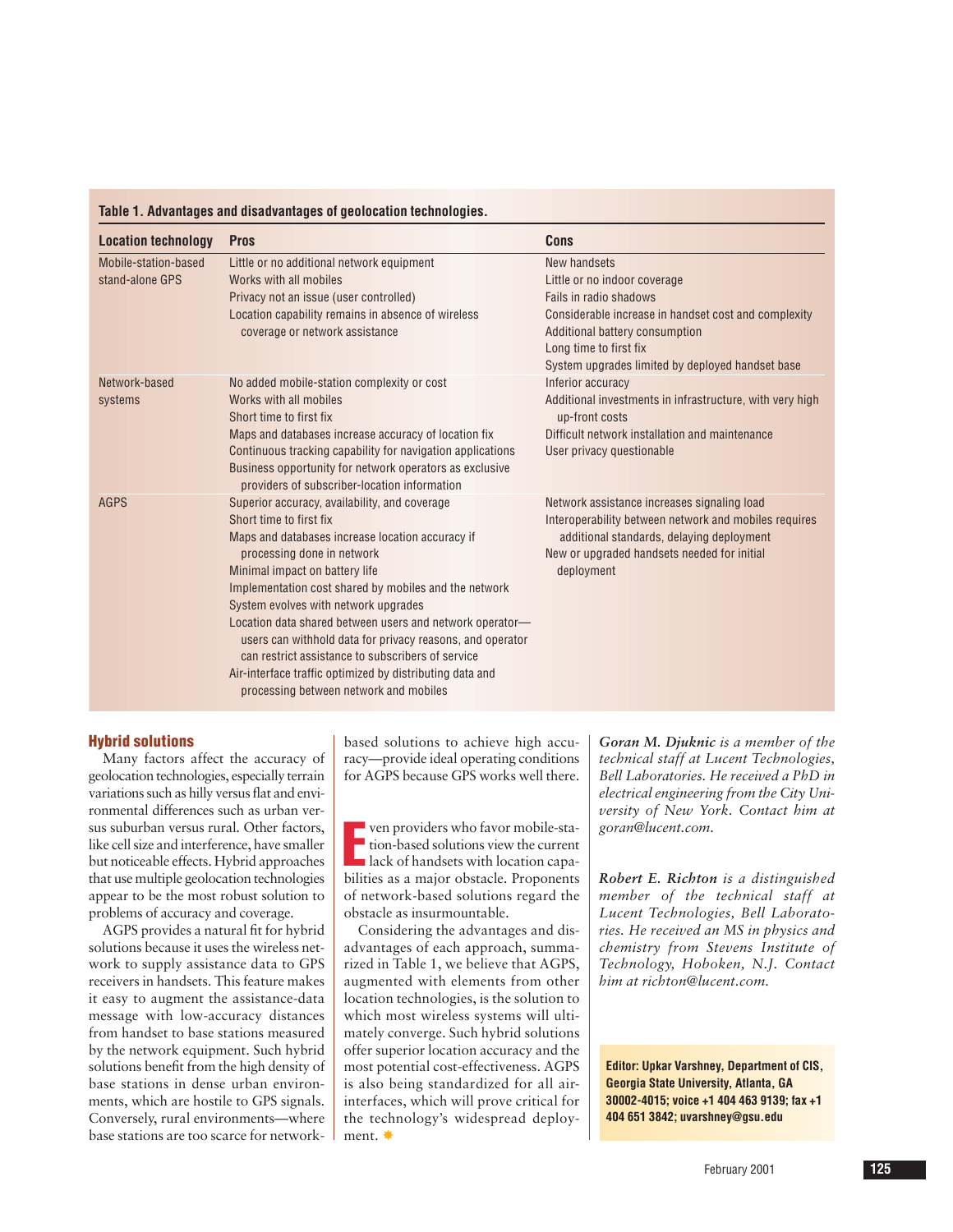Table 1. Advantages and disadvantages of geolocation technologies.

| Location technology | Pros | Cons |
|---|---|---|
| Mobile-station-based stand-alone GPS | Little or no additional network equipment<br>Works with all mobiles<br>Privacy not an issue (user controlled)<br>Location capability remains in absence of wireless coverage or network assistance | New handsets<br>Little or no indoor coverage<br>Fails in radio shadows<br>Considerable increase in handset cost and complexity<br>Additional battery consumption<br>Long time to first fix<br>System upgrades limited by deployed handset base |
| Network-based systems | No added mobile-station complexity or cost<br>Works with all mobiles<br>Short time to first fix<br>Maps and databases increase accuracy of location fix<br>Continuous tracking capability for navigation applications<br>Business opportunity for network operators as exclusive providers of subscriber-location information | Inferior accuracy<br>Additional investments in infrastructure, with very high up-front costs<br>Difficult network installation and maintenance<br>User privacy questionable |
| AGPS | Superior accuracy, availability, and coverage<br>Short time to first fix<br>Maps and databases increase location accuracy if processing done in network<br>Minimal impact on battery life<br>Implementation cost shared by mobiles and the network<br>System evolves with network upgrades<br>Location data shared between users and network operator—users can withhold data for privacy reasons, and operator can restrict assistance to subscribers of service<br>Air-interface traffic optimized by distributing data and processing between network and mobiles | Network assistance increases signaling load<br>Interoperability between network and mobiles requires additional standards, delaying deployment<br>New or upgraded handsets needed for initial deployment |

## Hybrid solutions

Many factors affect the accuracy of geolocation technologies, especially terrain variations such as hilly versus flat and environmental differences such as urban versus suburban versus rural. Other factors, like cell size and interference, have smaller but noticeable effects. Hybrid approaches that use multiple geolocation technologies appear to be the most robust solution to problems of accuracy and coverage.

AGPS provides a natural fit for hybrid solutions because it uses the wireless network to supply assistance data to GPS receivers in handsets. This feature makes it easy to augment the assistance-data message with low-accuracy distances from handset to base stations measured by the network equipment. Such hybrid solutions benefit from the high density of base stations in dense urban environments, which are hostile to GPS signals. Conversely, rural environments—where base stations are too scarce for network-based solutions to achieve high accuracy—provide ideal operating conditions for AGPS because GPS works well there.

Even providers who favor mobile-station-based solutions view the current lack of handsets with location capabilities as a major obstacle. Proponents of network-based solutions regard the obstacle as insurmountable.

Considering the advantages and disadvantages of each approach, summarized in Table 1, we believe that AGPS, augmented with elements from other location technologies, is the solution to which most wireless systems will ultimately converge. Such hybrid solutions offer superior location accuracy and the most potential cost-effectiveness. AGPS is also being standardized for all air-interfaces, which will prove critical for the technology's widespread deployment. ✸

***Goran M. Djuknic*** *is a member of the technical staff at Lucent Technologies, Bell Laboratories. He received a PhD in electrical engineering from the City University of New York. Contact him at goran@lucent.com.*

***Robert E. Richton*** *is a distinguished member of the technical staff at Lucent Technologies, Bell Laboratories. He received an MS in physics and chemistry from Stevens Institute of Technology, Hoboken, N.J. Contact him at richton@lucent.com.*

**Editor: Upkar Varshney, Department of CIS, Georgia State University, Atlanta, GA 30002-4015; voice +1 404 463 9139; fax +1 404 651 3842; uvarshney@gsu.edu**